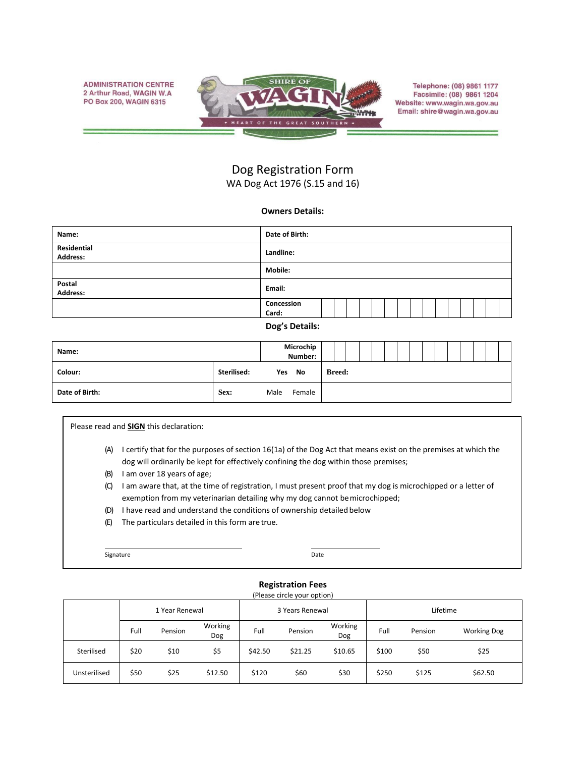ADMINISTRATION CENTRE
2 Arthur Road, WAGIN W.A
PO Box 200, WAGIN 6315

SHIRE OF WAGIN
HEART OF THE GREAT SOUTHERN

Telephone: (08) 9861 1177
Facsimile: (08) 9861 1204
Website: www.wagin.wa.gov.au
Email: shire@wagin.wa.gov.au

# Dog Registration Form

WA Dog Act 1976 (S.15 and 16)

### Owners Details:

| | |
|---|---|
| **Name:** | **Date of Birth:** |
| **Residential Address:** | **Landline:** |
| | **Mobile:** |
| **Postal Address:** | **Email:** |
| | **Concession Card:** |

### Dog's Details:

| | | | |
|---|---|---|---|
| **Name:** | | **Microchip Number:** | |
| **Colour:** | **Sterilised:** | Yes No | **Breed:** |
| **Date of Birth:** | **Sex:** | Male Female | |

Please read and **SIGN** this declaration:

(A) I certify that for the purposes of section 16(1a) of the Dog Act that means exist on the premises at which the dog will ordinarily be kept for effectively confining the dog within those premises;
(B) I am over 18 years of age;
(C) I am aware that, at the time of registration, I must present proof that my dog is microchipped or a letter of exemption from my veterinarian detailing why my dog cannot be microchipped;
(D) I have read and understand the conditions of ownership detailed below
(E) The particulars detailed in this form are true.

Signature ____________________ Date ____________

### Registration Fees

(Please circle your option)

| | 1 Year Renewal | | | 3 Years Renewal | | | Lifetime | | |
|---|---|---|---|---|---|---|---|---|---|
| | Full | Pension | Working Dog | Full | Pension | Working Dog | Full | Pension | Working Dog |
| Sterilised | $20 | $10 | $5 | $42.50 | $21.25 | $10.65 | $100 | $50 | $25 |
| Unsterilised | $50 | $25 | $12.50 | $120 | $60 | $30 | $250 | $125 | $62.50 |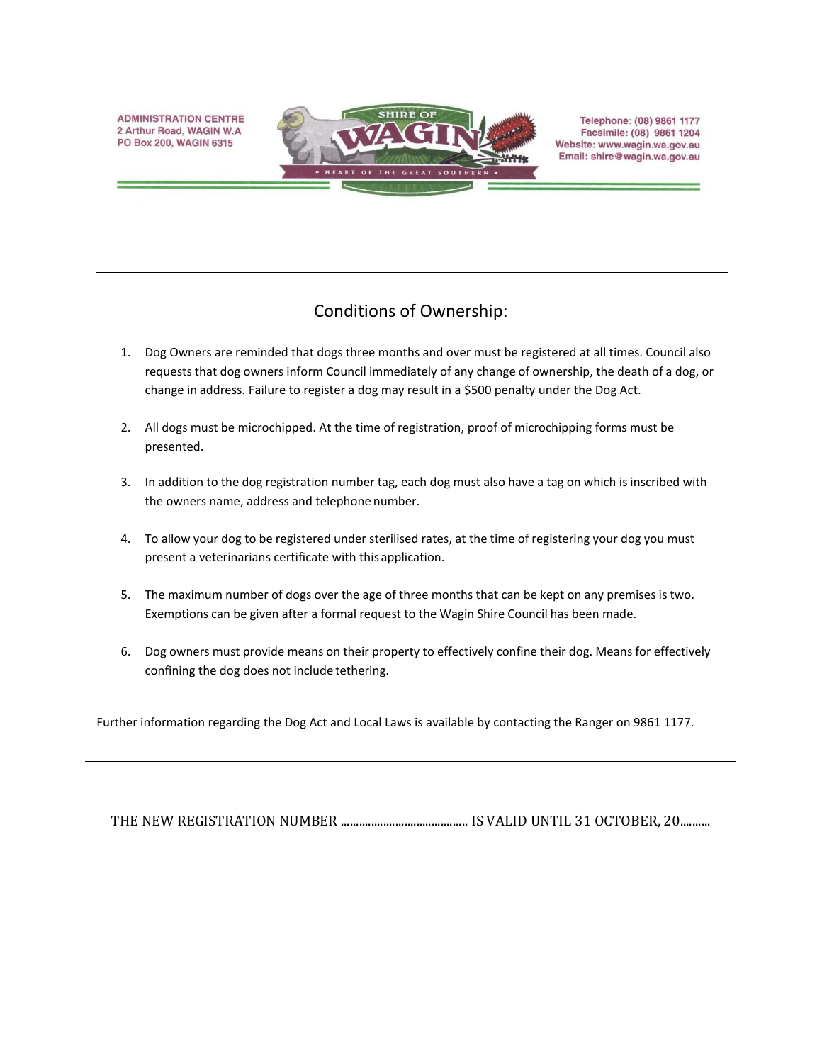ADMINISTRATION CENTRE
2 Arthur Road, WAGIN W.A
PO Box 200, WAGIN 6315

SHIRE OF WAGIN
HEART OF THE GREAT SOUTHERN

Telephone: (08) 9861 1177
Facsimile: (08) 9861 1204
Website: www.wagin.wa.gov.au
Email: shire@wagin.wa.gov.au

---

## Conditions of Ownership:

1. Dog Owners are reminded that dogs three months and over must be registered at all times. Council also requests that dog owners inform Council immediately of any change of ownership, the death of a dog, or change in address. Failure to register a dog may result in a $500 penalty under the Dog Act.

2. All dogs must be microchipped. At the time of registration, proof of microchipping forms must be presented.

3. In addition to the dog registration number tag, each dog must also have a tag on which is inscribed with the owners name, address and telephone number.

4. To allow your dog to be registered under sterilised rates, at the time of registering your dog you must present a veterinarians certificate with this application.

5. The maximum number of dogs over the age of three months that can be kept on any premises is two. Exemptions can be given after a formal request to the Wagin Shire Council has been made.

6. Dog owners must provide means on their property to effectively confine their dog. Means for effectively confining the dog does not include tethering.

Further information regarding the Dog Act and Local Laws is available by contacting the Ranger on 9861 1177.

---

THE NEW REGISTRATION NUMBER ………………………………… IS VALID UNTIL 31 OCTOBER, 20……….